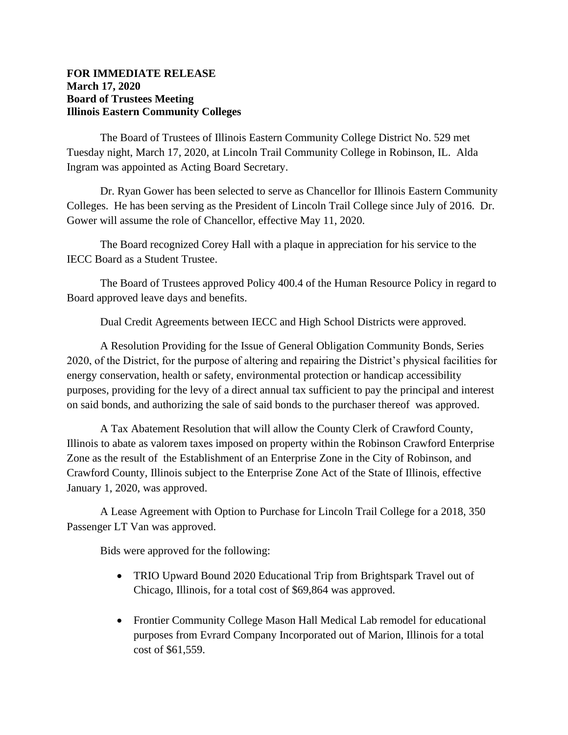**FOR IMMEDIATE RELEASE**
**March 17, 2020**
**Board of Trustees Meeting**
**Illinois Eastern Community Colleges**

The Board of Trustees of Illinois Eastern Community College District No. 529 met Tuesday night, March 17, 2020, at Lincoln Trail Community College in Robinson, IL. Alda Ingram was appointed as Acting Board Secretary.

Dr. Ryan Gower has been selected to serve as Chancellor for Illinois Eastern Community Colleges. He has been serving as the President of Lincoln Trail College since July of 2016. Dr. Gower will assume the role of Chancellor, effective May 11, 2020.

The Board recognized Corey Hall with a plaque in appreciation for his service to the IECC Board as a Student Trustee.

The Board of Trustees approved Policy 400.4 of the Human Resource Policy in regard to Board approved leave days and benefits.

Dual Credit Agreements between IECC and High School Districts were approved.

A Resolution Providing for the Issue of General Obligation Community Bonds, Series 2020, of the District, for the purpose of altering and repairing the District's physical facilities for energy conservation, health or safety, environmental protection or handicap accessibility purposes, providing for the levy of a direct annual tax sufficient to pay the principal and interest on said bonds, and authorizing the sale of said bonds to the purchaser thereof was approved.

A Tax Abatement Resolution that will allow the County Clerk of Crawford County, Illinois to abate as valorem taxes imposed on property within the Robinson Crawford Enterprise Zone as the result of the Establishment of an Enterprise Zone in the City of Robinson, and Crawford County, Illinois subject to the Enterprise Zone Act of the State of Illinois, effective January 1, 2020, was approved.

A Lease Agreement with Option to Purchase for Lincoln Trail College for a 2018, 350 Passenger LT Van was approved.

Bids were approved for the following:

- TRIO Upward Bound 2020 Educational Trip from Brightspark Travel out of Chicago, Illinois, for a total cost of $69,864 was approved.
- Frontier Community College Mason Hall Medical Lab remodel for educational purposes from Evrard Company Incorporated out of Marion, Illinois for a total cost of $61,559.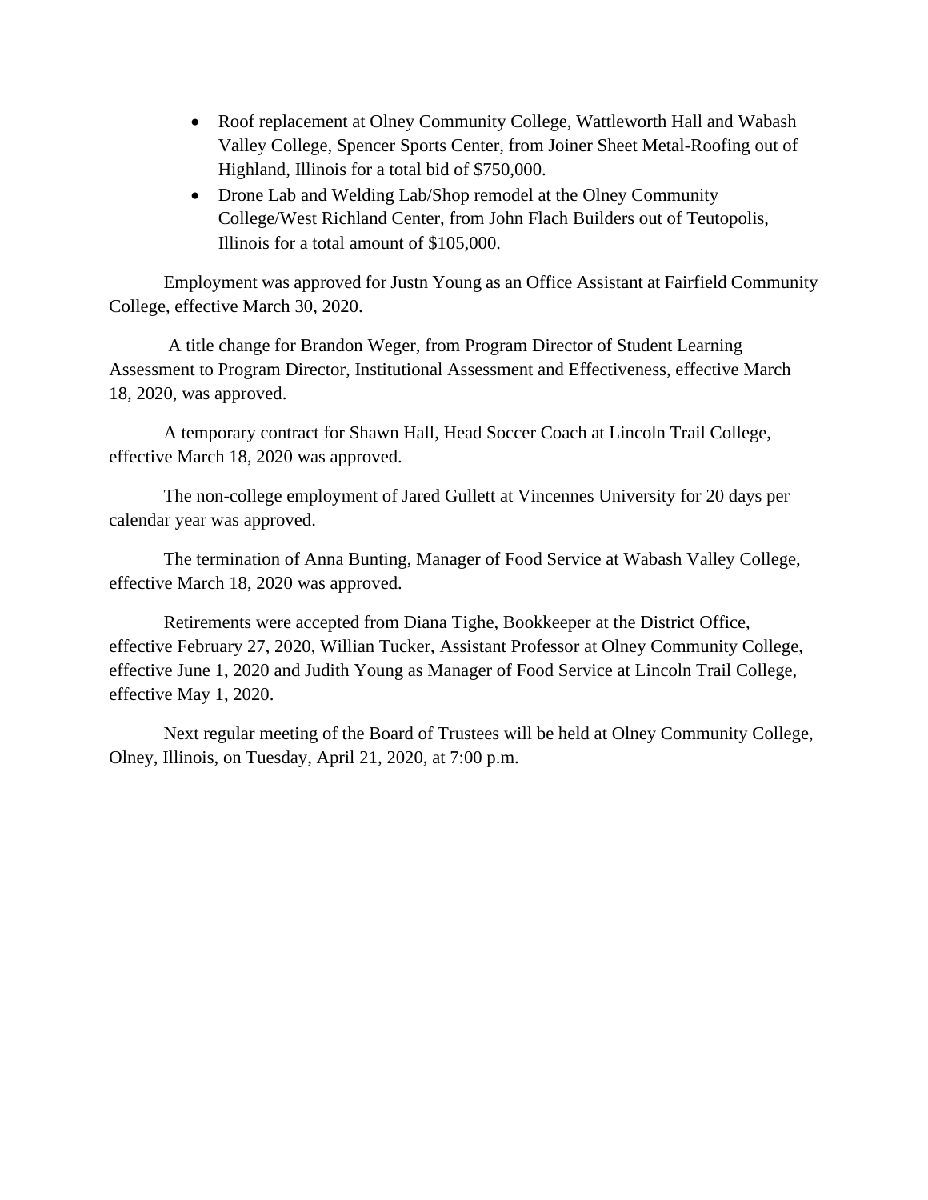- Roof replacement at Olney Community College, Wattleworth Hall and Wabash Valley College, Spencer Sports Center, from Joiner Sheet Metal-Roofing out of Highland, Illinois for a total bid of $750,000.
- Drone Lab and Welding Lab/Shop remodel at the Olney Community College/West Richland Center, from John Flach Builders out of Teutopolis, Illinois for a total amount of $105,000.

Employment was approved for Justn Young as an Office Assistant at Fairfield Community College, effective March 30, 2020.

A title change for Brandon Weger, from Program Director of Student Learning Assessment to Program Director, Institutional Assessment and Effectiveness, effective March 18, 2020, was approved.

A temporary contract for Shawn Hall, Head Soccer Coach at Lincoln Trail College, effective March 18, 2020 was approved.

The non-college employment of Jared Gullett at Vincennes University for 20 days per calendar year was approved.

The termination of Anna Bunting, Manager of Food Service at Wabash Valley College, effective March 18, 2020 was approved.

Retirements were accepted from Diana Tighe, Bookkeeper at the District Office, effective February 27, 2020, Willian Tucker, Assistant Professor at Olney Community College, effective June 1, 2020 and Judith Young as Manager of Food Service at Lincoln Trail College, effective May 1, 2020.

Next regular meeting of the Board of Trustees will be held at Olney Community College, Olney, Illinois, on Tuesday, April 21, 2020, at 7:00 p.m.